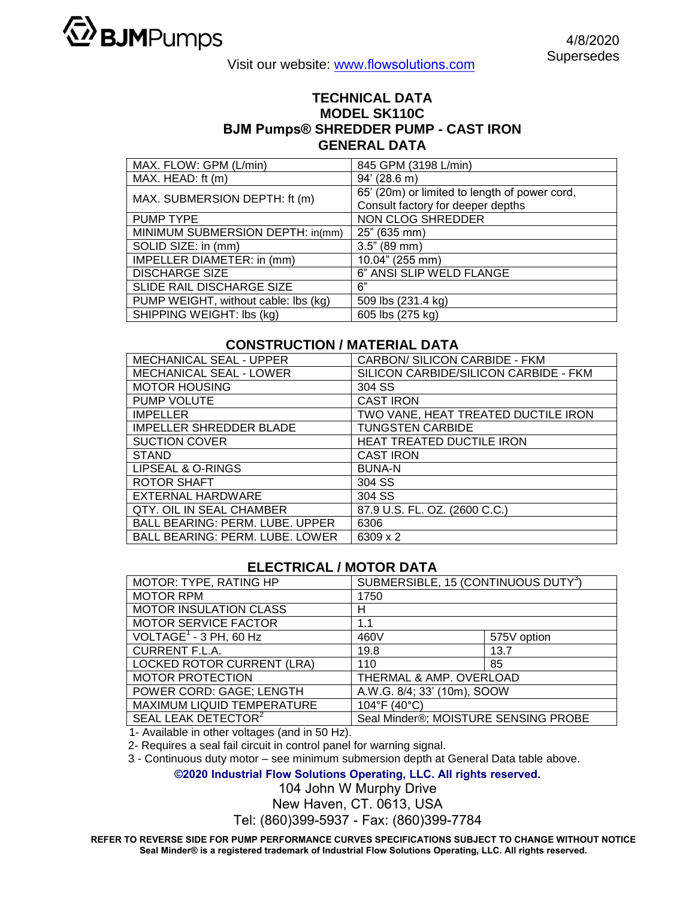**BJMPumps**

4/8/2020
Supersedes

Visit our website: www.flowsolutions.com

# TECHNICAL DATA
# MODEL SK110C
# BJM Pumps® SHREDDER PUMP - CAST IRON

## GENERAL DATA

| | |
|---|---|
| MAX. FLOW: GPM (L/min) | 845 GPM (3198 L/min) |
| MAX. HEAD: ft (m) | 94' (28.6 m) |
| MAX. SUBMERSION DEPTH: ft (m) | 65' (20m) or limited to length of power cord, Consult factory for deeper depths |
| PUMP TYPE | NON CLOG SHREDDER |
| MINIMUM SUBMERSION DEPTH: in(mm) | 25" (635 mm) |
| SOLID SIZE: in (mm) | 3.5" (89 mm) |
| IMPELLER DIAMETER: in (mm) | 10.04" (255 mm) |
| DISCHARGE SIZE | 6" ANSI SLIP WELD FLANGE |
| SLIDE RAIL DISCHARGE SIZE | 6" |
| PUMP WEIGHT, without cable: lbs (kg) | 509 lbs (231.4 kg) |
| SHIPPING WEIGHT: lbs (kg) | 605 lbs (275 kg) |

## CONSTRUCTION / MATERIAL DATA

| | |
|---|---|
| MECHANICAL SEAL - UPPER | CARBON/ SILICON CARBIDE - FKM |
| MECHANICAL SEAL - LOWER | SILICON CARBIDE/SILICON CARBIDE - FKM |
| MOTOR HOUSING | 304 SS |
| PUMP VOLUTE | CAST IRON |
| IMPELLER | TWO VANE, HEAT TREATED DUCTILE IRON |
| IMPELLER SHREDDER BLADE | TUNGSTEN CARBIDE |
| SUCTION COVER | HEAT TREATED DUCTILE IRON |
| STAND | CAST IRON |
| LIPSEAL & O-RINGS | BUNA-N |
| ROTOR SHAFT | 304 SS |
| EXTERNAL HARDWARE | 304 SS |
| QTY. OIL IN SEAL CHAMBER | 87.9 U.S. FL. OZ. (2600 C.C.) |
| BALL BEARING: PERM. LUBE. UPPER | 6306 |
| BALL BEARING: PERM. LUBE. LOWER | 6309 x 2 |

## ELECTRICAL / MOTOR DATA

| | | |
|---|---|---|
| MOTOR: TYPE, RATING HP | SUBMERSIBLE, 15 (CONTINUOUS DUTY[3]) | |
| MOTOR RPM | 1750 | |
| MOTOR INSULATION CLASS | H | |
| MOTOR SERVICE FACTOR | 1.1 | |
| VOLTAGE[1] - 3 PH, 60 Hz | 460V | 575V option |
| CURRENT F.L.A. | 19.8 | 13.7 |
| LOCKED ROTOR CURRENT (LRA) | 110 | 85 |
| MOTOR PROTECTION | THERMAL & AMP. OVERLOAD | |
| POWER CORD: GAGE; LENGTH | A.W.G. 8/4; 33' (10m), SOOW | |
| MAXIMUM LIQUID TEMPERATURE | 104°F (40°C) | |
| SEAL LEAK DETECTOR[2] | Seal Minder®; MOISTURE SENSING PROBE | |

1- Available in other voltages (and in 50 Hz).

2- Requires a seal fail circuit in control panel for warning signal.

3 - Continuous duty motor – see minimum submersion depth at General Data table above.

**©2020 Industrial Flow Solutions Operating, LLC. All rights reserved.**

104 John W Murphy Drive
New Haven, CT. 0613, USA
Tel: (860)399-5937 - Fax: (860)399-7784

**REFER TO REVERSE SIDE FOR PUMP PERFORMANCE CURVES SPECIFICATIONS SUBJECT TO CHANGE WITHOUT NOTICE**
**Seal Minder® is a registered trademark of Industrial Flow Solutions Operating, LLC. All rights reserved.**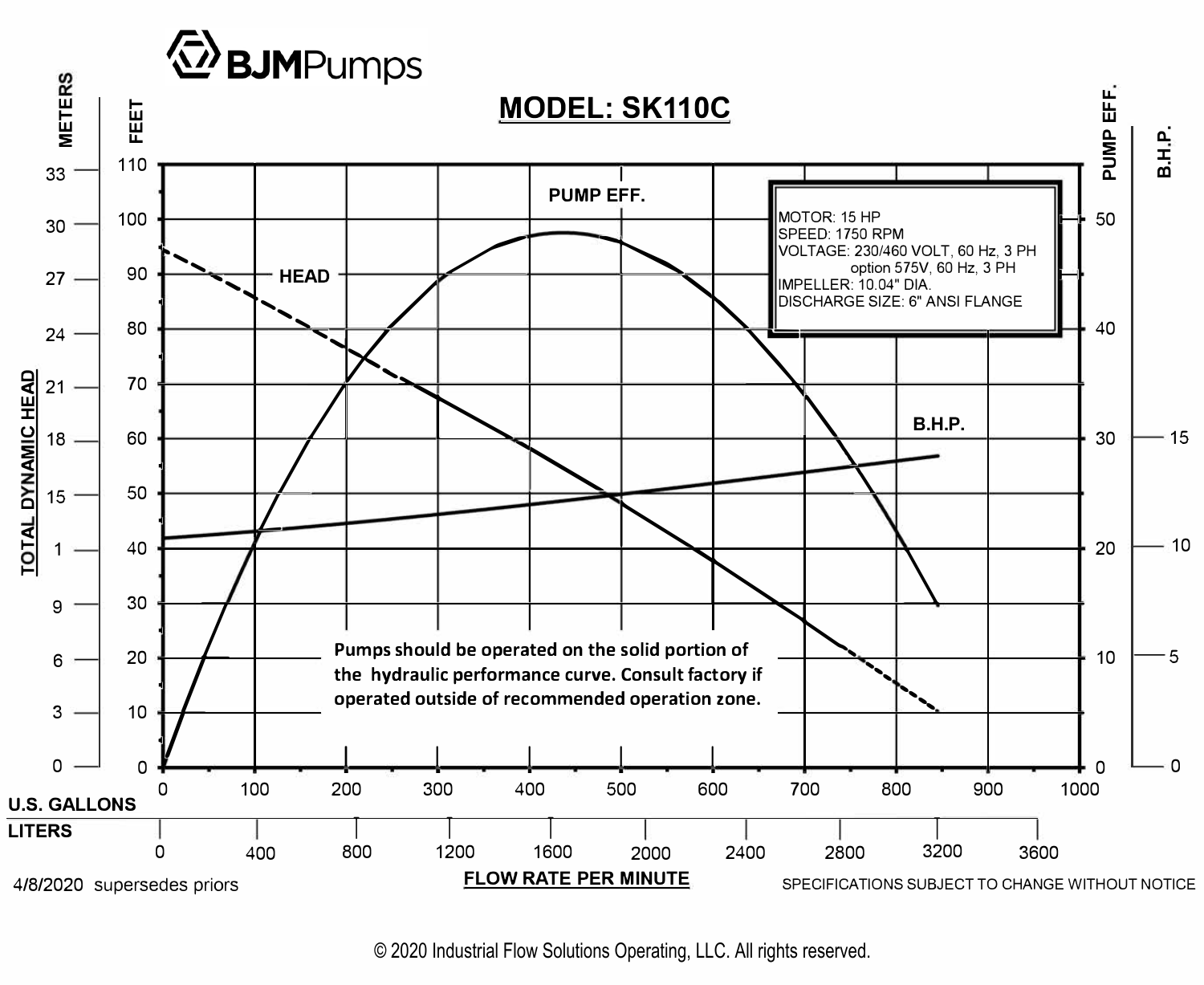BJMPumps

# MODEL: SK110C

MOTOR: 15 HP
SPEED: 1750 RPM
VOLTAGE: 230/460 VOLT, 60 Hz, 3 PH
option 575V, 60 Hz, 3 PH
IMPELLER: 10.04" DIA.
DISCHARGE SIZE: 6" ANSI FLANGE

PUMP EFF.

HEAD

B.H.P.

Pumps should be operated on the solid portion of the hydraulic performance curve. Consult factory if operated outside of recommended operation zone.

METERS

FEET

TOTAL DYNAMIC HEAD

33 30 27 24 21 18 15 1 9 6 3 0

110 100 90 80 70 60 50 40 30 20 10 0

PUMP EFF.

50 40 30 20 10 0

B.H.P.

15 10 5 0

U.S. GALLONS

0 100 200 300 400 500 600 700 800 900 1000

LITERS

0 400 800 1200 1600 2000 2400 2800 3200 3600

FLOW RATE PER MINUTE

4/8/2020 supersedes priors

SPECIFICATIONS SUBJECT TO CHANGE WITHOUT NOTICE

© 2020 Industrial Flow Solutions Operating, LLC. All rights reserved.